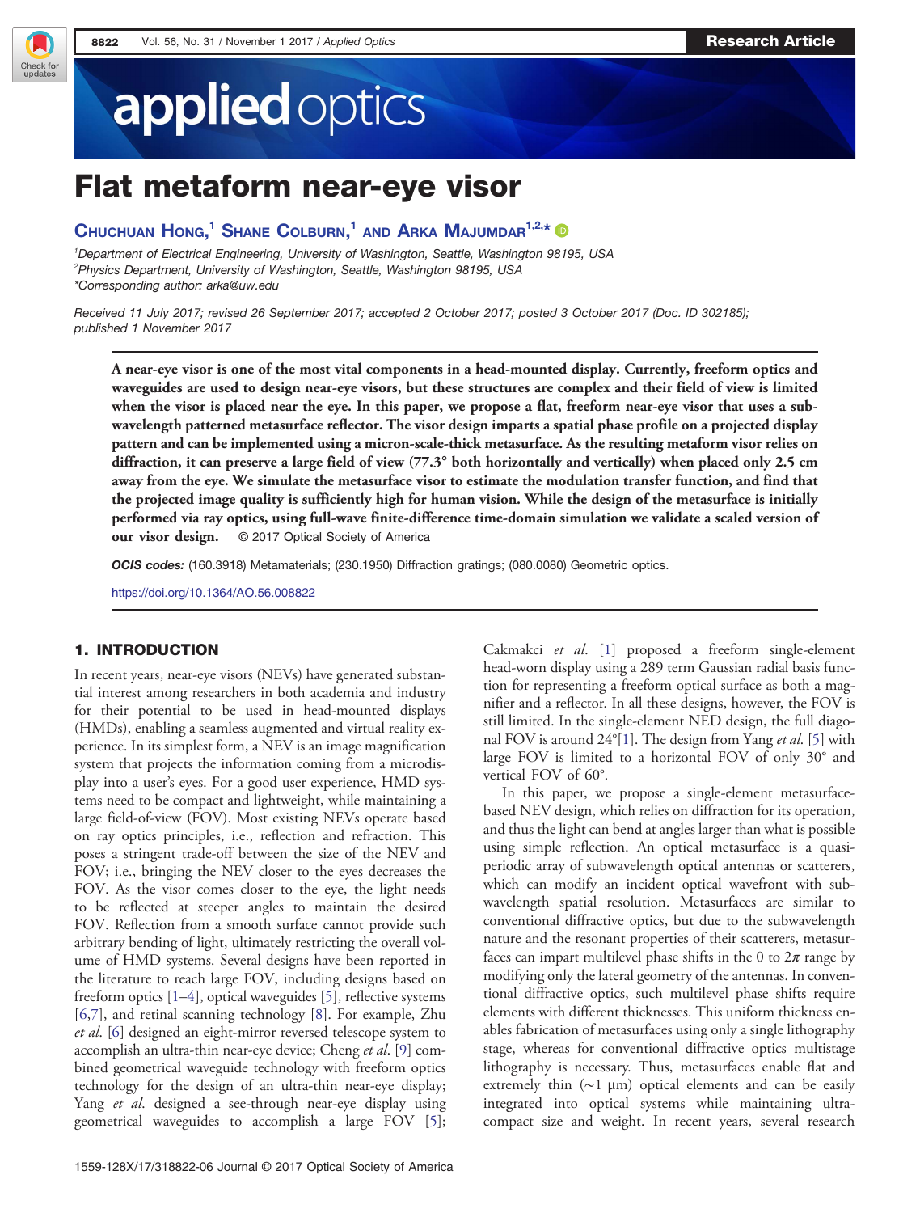# Flat metaform near-eye visor

**Chuchuan Hong,[1] Shane Colburn,[1] and Arka Majumdar[1,2,*]**

[1]Department of Electrical Engineering, University of Washington, Seattle, Washington 98195, USA
[2]Physics Department, University of Washington, Seattle, Washington 98195, USA
*Corresponding author: arka@uw.edu

Received 11 July 2017; revised 26 September 2017; accepted 2 October 2017; posted 3 October 2017 (Doc. ID 302185); published 1 November 2017

**A near-eye visor is one of the most vital components in a head-mounted display. Currently, freeform optics and waveguides are used to design near-eye visors, but these structures are complex and their field of view is limited when the visor is placed near the eye. In this paper, we propose a flat, freeform near-eye visor that uses a subwavelength patterned metasurface reflector. The visor design imparts a spatial phase profile on a projected display pattern and can be implemented using a micron-scale-thick metasurface. As the resulting metaform visor relies on diffraction, it can preserve a large field of view (77.3° both horizontally and vertically) when placed only 2.5 cm away from the eye. We simulate the metasurface visor to estimate the modulation transfer function, and find that the projected image quality is sufficiently high for human vision. While the design of the metasurface is initially performed via ray optics, using full-wave finite-difference time-domain simulation we validate a scaled version of our visor design.** © 2017 Optical Society of America

***OCIS codes:*** (160.3918) Metamaterials; (230.1950) Diffraction gratings; (080.0080) Geometric optics.

https://doi.org/10.1364/AO.56.008822

## 1. INTRODUCTION

In recent years, near-eye visors (NEVs) have generated substantial interest among researchers in both academia and industry for their potential to be used in head-mounted displays (HMDs), enabling a seamless augmented and virtual reality experience. In its simplest form, a NEV is an image magnification system that projects the information coming from a microdisplay into a user's eyes. For a good user experience, HMD systems need to be compact and lightweight, while maintaining a large field-of-view (FOV). Most existing NEVs operate based on ray optics principles, i.e., reflection and refraction. This poses a stringent trade-off between the size of the NEV and FOV; i.e., bringing the NEV closer to the eyes decreases the FOV. As the visor comes closer to the eye, the light needs to be reflected at steeper angles to maintain the desired FOV. Reflection from a smooth surface cannot provide such arbitrary bending of light, ultimately restricting the overall volume of HMD systems. Several designs have been reported in the literature to reach large FOV, including designs based on freeform optics [1–4], optical waveguides [5], reflective systems [6,7], and retinal scanning technology [8]. For example, Zhu *et al.* [6] designed an eight-mirror reversed telescope system to accomplish an ultra-thin near-eye device; Cheng *et al.* [9] combined geometrical waveguide technology with freeform optics technology for the design of an ultra-thin near-eye display; Yang *et al.* designed a see-through near-eye display using geometrical waveguides to accomplish a large FOV [5]; Cakmakci *et al.* [1] proposed a freeform single-element head-worn display using a 289 term Gaussian radial basis function for representing a freeform optical surface as both a magnifier and a reflector. In all these designs, however, the FOV is still limited. In the single-element NED design, the full diagonal FOV is around 24°[1]. The design from Yang *et al.* [5] with large FOV is limited to a horizontal FOV of only 30° and vertical FOV of 60°.

In this paper, we propose a single-element metasurface-based NEV design, which relies on diffraction for its operation, and thus the light can bend at angles larger than what is possible using simple reflection. An optical metasurface is a quasi-periodic array of subwavelength optical antennas or scatterers, which can modify an incident optical wavefront with subwavelength spatial resolution. Metasurfaces are similar to conventional diffractive optics, but due to the subwavelength nature and the resonant properties of their scatterers, metasurfaces can impart multilevel phase shifts in the 0 to $2\pi$ range by modifying only the lateral geometry of the antennas. In conventional diffractive optics, such multilevel phase shifts require elements with different thicknesses. This uniform thickness enables fabrication of metasurfaces using only a single lithography stage, whereas for conventional diffractive optics multistage lithography is necessary. Thus, metasurfaces enable flat and extremely thin (~1 μm) optical elements and can be easily integrated into optical systems while maintaining ultra-compact size and weight. In recent years, several research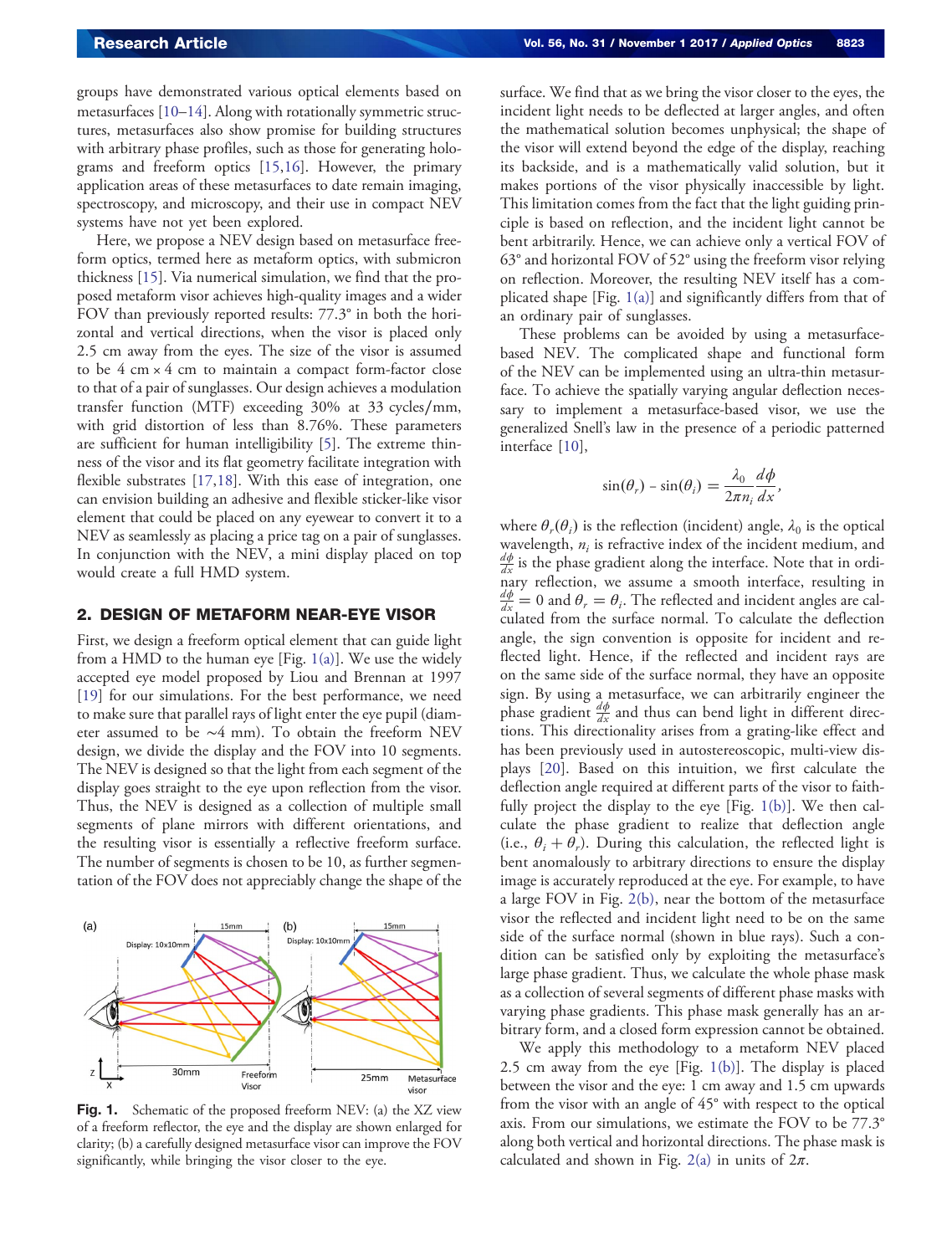groups have demonstrated various optical elements based on metasurfaces [10–14]. Along with rotationally symmetric structures, metasurfaces also show promise for building structures with arbitrary phase profiles, such as those for generating holograms and freeform optics [15,16]. However, the primary application areas of these metasurfaces to date remain imaging, spectroscopy, and microscopy, and their use in compact NEV systems have not yet been explored.

Here, we propose a NEV design based on metasurface freeform optics, termed here as metaform optics, with submicron thickness [15]. Via numerical simulation, we find that the proposed metaform visor achieves high-quality images and a wider FOV than previously reported results: 77.3° in both the horizontal and vertical directions, when the visor is placed only 2.5 cm away from the eyes. The size of the visor is assumed to be 4 cm × 4 cm to maintain a compact form-factor close to that of a pair of sunglasses. Our design achieves a modulation transfer function (MTF) exceeding 30% at 33 cycles/mm, with grid distortion of less than 8.76%. These parameters are sufficient for human intelligibility [5]. The extreme thinness of the visor and its flat geometry facilitate integration with flexible substrates [17,18]. With this ease of integration, one can envision building an adhesive and flexible sticker-like visor element that could be placed on any eyewear to convert it to a NEV as seamlessly as placing a price tag on a pair of sunglasses. In conjunction with the NEV, a mini display placed on top would create a full HMD system.

## 2. DESIGN OF METAFORM NEAR-EYE VISOR

First, we design a freeform optical element that can guide light from a HMD to the human eye [Fig. 1(a)]. We use the widely accepted eye model proposed by Liou and Brennan at 1997 [19] for our simulations. For the best performance, we need to make sure that parallel rays of light enter the eye pupil (diameter assumed to be ~4 mm). To obtain the freeform NEV design, we divide the display and the FOV into 10 segments. The NEV is designed so that the light from each segment of the display goes straight to the eye upon reflection from the visor. Thus, the NEV is designed as a collection of multiple small segments of plane mirrors with different orientations, and the resulting visor is essentially a reflective freeform surface. The number of segments is chosen to be 10, as further segmentation of the FOV does not appreciably change the shape of the surface. We find that as we bring the visor closer to the eyes, the incident light needs to be deflected at larger angles, and often the mathematical solution becomes unphysical; the shape of the visor will extend beyond the edge of the display, reaching its backside, and is a mathematically valid solution, but it makes portions of the visor physically inaccessible by light. This limitation comes from the fact that the light guiding principle is based on reflection, and the incident light cannot be bent arbitrarily. Hence, we can achieve only a vertical FOV of 63° and horizontal FOV of 52° using the freeform visor relying on reflection. Moreover, the resulting NEV itself has a complicated shape [Fig. 1(a)] and significantly differs from that of an ordinary pair of sunglasses.

(a)
Display: 10x10mm
15mm
30mm
Freeform Visor
z
x

(b)
Display: 10x10mm
15mm
25mm
Metasurface visor

**Fig. 1.** Schematic of the proposed freeform NEV: (a) the XZ view of a freeform reflector, the eye and the display are shown enlarged for clarity; (b) a carefully designed metasurface visor can improve the FOV significantly, while bringing the visor closer to the eye.

These problems can be avoided by using a metasurface-based NEV. The complicated shape and functional form of the NEV can be implemented using an ultra-thin metasurface. To achieve the spatially varying angular deflection necessary to implement a metasurface-based visor, we use the generalized Snell's law in the presence of a periodic patterned interface [10],

$$\sin(\theta_r) - \sin(\theta_i) = \frac{\lambda_0}{2\pi n_i}\frac{d\phi}{dx},$$

where $\theta_r(\theta_i)$ is the reflection (incident) angle, $\lambda_0$ is the optical wavelength, $n_i$ is refractive index of the incident medium, and $\frac{d\phi}{dx}$ is the phase gradient along the interface. Note that in ordinary reflection, we assume a smooth interface, resulting in $\frac{d\phi}{dx} = 0$ and $\theta_r = \theta_i$. The reflected and incident angles are calculated from the surface normal. To calculate the deflection angle, the sign convention is opposite for incident and reflected light. Hence, if the reflected and incident rays are on the same side of the surface normal, they have an opposite sign. By using a metasurface, we can arbitrarily engineer the phase gradient $\frac{d\phi}{dx}$ and thus can bend light in different directions. This directionality arises from a grating-like effect and has been previously used in autostereoscopic, multi-view displays [20]. Based on this intuition, we first calculate the deflection angle required at different parts of the visor to faithfully project the display to the eye [Fig. 1(b)]. We then calculate the phase gradient to realize that deflection angle (i.e., $\theta_i + \theta_r$). During this calculation, the reflected light is bent anomalously to arbitrary directions to ensure the display image is accurately reproduced at the eye. For example, to have a large FOV in Fig. 2(b), near the bottom of the metasurface visor the reflected and incident light need to be on the same side of the surface normal (shown in blue rays). Such a condition can be satisfied only by exploiting the metasurface's large phase gradient. Thus, we calculate the whole phase mask as a collection of several segments of different phase masks with varying phase gradients. This phase mask generally has an arbitrary form, and a closed form expression cannot be obtained.

We apply this methodology to a metaform NEV placed 2.5 cm away from the eye [Fig. 1(b)]. The display is placed between the visor and the eye: 1 cm away and 1.5 cm upwards from the visor with an angle of 45° with respect to the optical axis. From our simulations, we estimate the FOV to be 77.3° along both vertical and horizontal directions. The phase mask is calculated and shown in Fig. 2(a) in units of $2\pi$.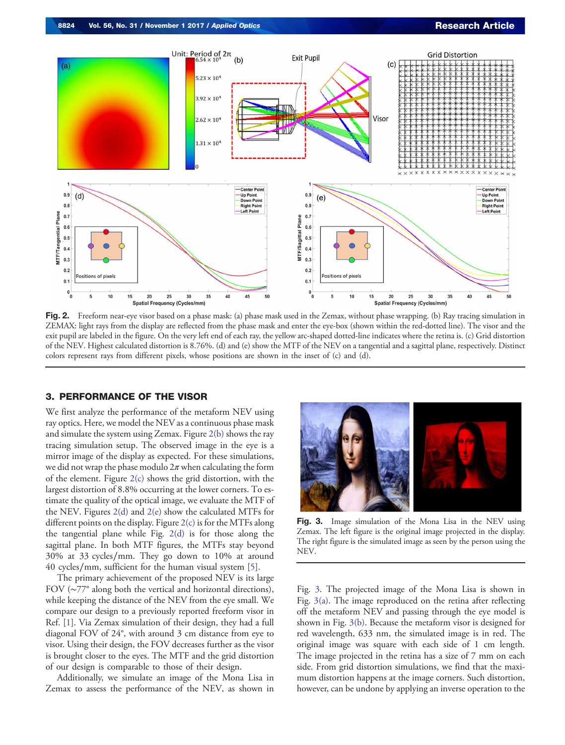Unit: Period of $2\pi$

(a)

$6.54 \times 10^4$

$5.23 \times 10^4$

$3.92 \times 10^4$

$2.62 \times 10^4$

$1.31 \times 10^4$

0

(b)

Exit Pupil

Visor

(c)

Grid Distortion

(d)

MTF/Tangential Plane

Spatial Frequency (Cycles/mm)

Center Point
Up Point
Down Point
Right Point
Left Point

Positions of pixels

(e)

MTF/Sagittal Plane

Spatial Frequency (Cycles/mm)

Center Point
Up Point
Down Point
Right Point
Left Point

Positions of pixels

**Fig. 2.** Freeform near-eye visor based on a phase mask: (a) phase mask used in the Zemax, without phase wrapping. (b) Ray tracing simulation in ZEMAX: light rays from the display are reflected from the phase mask and enter the eye-box (shown within the red-dotted line). The visor and the exit pupil are labeled in the figure. On the very left end of each ray, the yellow arc-shaped dotted-line indicates where the retina is. (c) Grid distortion of the NEV. Highest calculated distortion is 8.76%. (d) and (e) show the MTF of the NEV on a tangential and a sagittal plane, respectively. Distinct colors represent rays from different pixels, whose positions are shown in the inset of (c) and (d).

## 3. PERFORMANCE OF THE VISOR

We first analyze the performance of the metaform NEV using ray optics. Here, we model the NEV as a continuous phase mask and simulate the system using Zemax. Figure 2(b) shows the ray tracing simulation setup. The observed image in the eye is a mirror image of the display as expected. For these simulations, we did not wrap the phase modulo $2\pi$ when calculating the form of the element. Figure 2(c) shows the grid distortion, with the largest distortion of 8.8% occurring at the lower corners. To estimate the quality of the optical image, we evaluate the MTF of the NEV. Figures 2(d) and 2(e) show the calculated MTFs for different points on the display. Figure 2(c) is for the MTFs along the tangential plane while Fig. 2(d) is for those along the sagittal plane. In both MTF figures, the MTFs stay beyond 30% at 33 cycles/mm. They go down to 10% at around 40 cycles/mm, sufficient for the human visual system [5].

The primary achievement of the proposed NEV is its large FOV (~77° along both the vertical and horizontal directions), while keeping the distance of the NEV from the eye small. We compare our design to a previously reported freeform visor in Ref. [1]. Via Zemax simulation of their design, they had a full diagonal FOV of 24°, with around 3 cm distance from eye to visor. Using their design, the FOV decreases further as the visor is brought closer to the eyes. The MTF and the grid distortion of our design is comparable to those of their design.

Additionally, we simulate an image of the Mona Lisa in Zemax to assess the performance of the NEV, as shown in Fig. 3. The projected image of the Mona Lisa is shown in Fig. 3(a). The image reproduced on the retina after reflecting off the metaform NEV and passing through the eye model is shown in Fig. 3(b). Because the metaform visor is designed for red wavelength, 633 nm, the simulated image is in red. The original image was square with each side of 1 cm length. The image projected in the retina has a size of 7 mm on each side. From grid distortion simulations, we find that the maximum distortion happens at the image corners. Such distortion, however, can be undone by applying an inverse operation to the

**Fig. 3.** Image simulation of the Mona Lisa in the NEV using Zemax. The left figure is the original image projected in the display. The right figure is the simulated image as seen by the person using the NEV.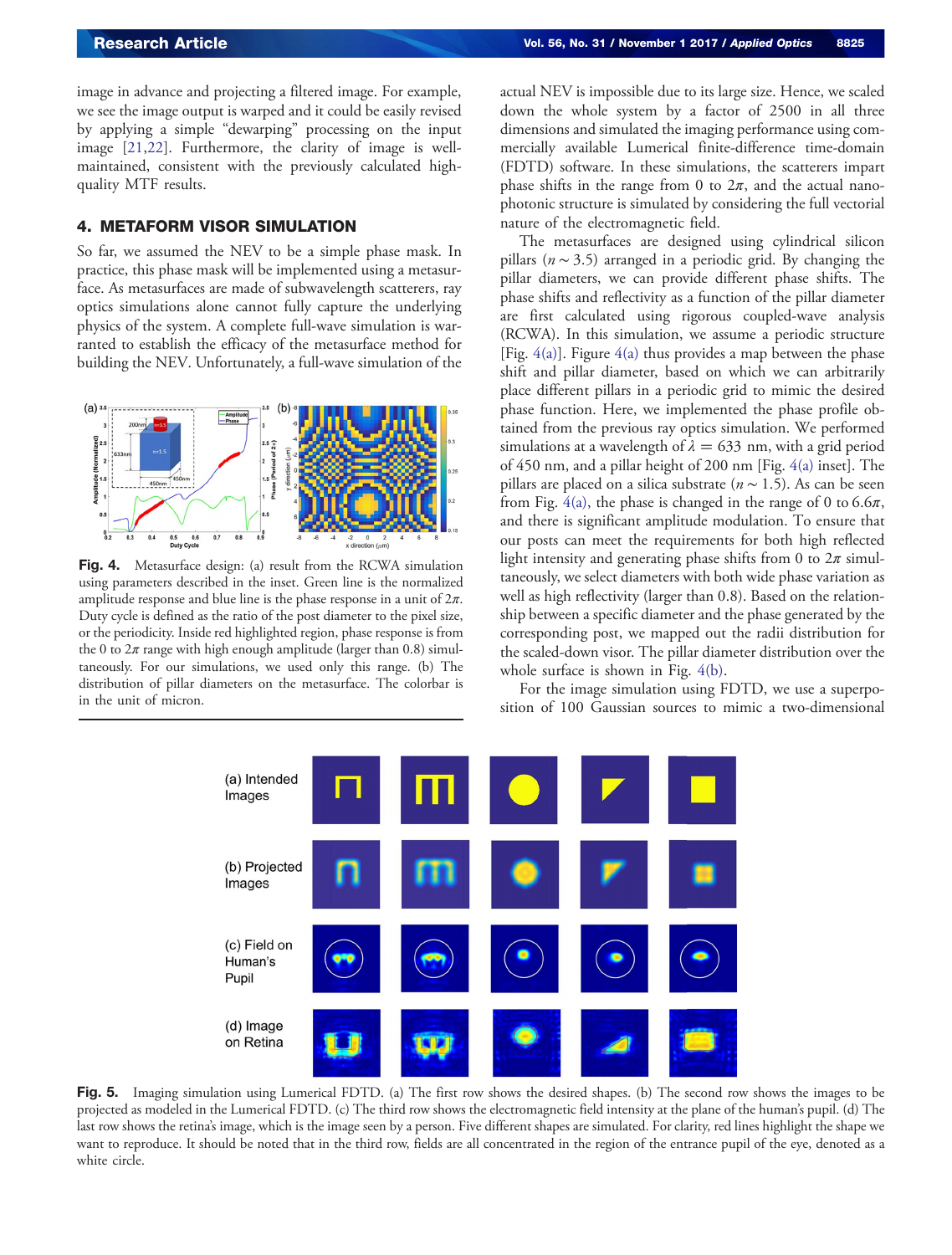image in advance and projecting a filtered image. For example, we see the image output is warped and it could be easily revised by applying a simple "dewarping" processing on the input image [21,22]. Furthermore, the clarity of image is well-maintained, consistent with the previously calculated high-quality MTF results.

## 4. METAFORM VISOR SIMULATION

So far, we assumed the NEV to be a simple phase mask. In practice, this phase mask will be implemented using a metasurface. As metasurfaces are made of subwavelength scatterers, ray optics simulations alone cannot fully capture the underlying physics of the system. A complete full-wave simulation is warranted to establish the efficacy of the metasurface method for building the NEV. Unfortunately, a full-wave simulation of the actual NEV is impossible due to its large size. Hence, we scaled down the whole system by a factor of 2500 in all three dimensions and simulated the imaging performance using commercially available Lumerical finite-difference time-domain (FDTD) software. In these simulations, the scatterers impart phase shifts in the range from 0 to $2\pi$, and the actual nanophotonic structure is simulated by considering the full vectorial nature of the electromagnetic field.

The metasurfaces are designed using cylindrical silicon pillars ($n \sim 3.5$) arranged in a periodic grid. By changing the pillar diameters, we can provide different phase shifts. The phase shifts and reflectivity as a function of the pillar diameter are first calculated using rigorous coupled-wave analysis (RCWA). In this simulation, we assume a periodic structure [Fig. 4(a)]. Figure 4(a) thus provides a map between the phase shift and pillar diameter, based on which we can arbitrarily place different pillars in a periodic grid to mimic the desired phase function. Here, we implemented the phase profile obtained from the previous ray optics simulation. We performed simulations at a wavelength of $\lambda = 633$ nm, with a grid period of 450 nm, and a pillar height of 200 nm [Fig. 4(a) inset]. The pillars are placed on a silica substrate ($n \sim 1.5$). As can be seen from Fig. 4(a), the phase is changed in the range of 0 to $6.6\pi$, and there is significant amplitude modulation. To ensure that our posts can meet the requirements for both high reflected light intensity and generating phase shifts from 0 to $2\pi$ simultaneously, we select diameters with both wide phase variation as well as high reflectivity (larger than 0.8). Based on the relationship between a specific diameter and the phase generated by the corresponding post, we mapped out the radii distribution for the scaled-down visor. The pillar diameter distribution over the whole surface is shown in Fig. 4(b).

For the image simulation using FDTD, we use a superposition of 100 Gaussian sources to mimic a two-dimensional

**Fig. 4.** Metasurface design: (a) result from the RCWA simulation using parameters described in the inset. Green line is the normalized amplitude response and blue line is the phase response in a unit of $2\pi$. Duty cycle is defined as the ratio of the post diameter to the pixel size, or the periodicity. Inside red highlighted region, phase response is from the 0 to $2\pi$ range with high enough amplitude (larger than 0.8) simultaneously. For our simulations, we used only this range. (b) The distribution of pillar diameters on the metasurface. The colorbar is in the unit of micron.

(a) Intended Images
(b) Projected Images
(c) Field on Human's Pupil
(d) Image on Retina

**Fig. 5.** Imaging simulation using Lumerical FDTD. (a) The first row shows the desired shapes. (b) The second row shows the images to be projected as modeled in the Lumerical FDTD. (c) The third row shows the electromagnetic field intensity at the plane of the human's pupil. (d) The last row shows the retina's image, which is the image seen by a person. Five different shapes are simulated. For clarity, red lines highlight the shape we want to reproduce. It should be noted that in the third row, fields are all concentrated in the region of the entrance pupil of the eye, denoted as a white circle.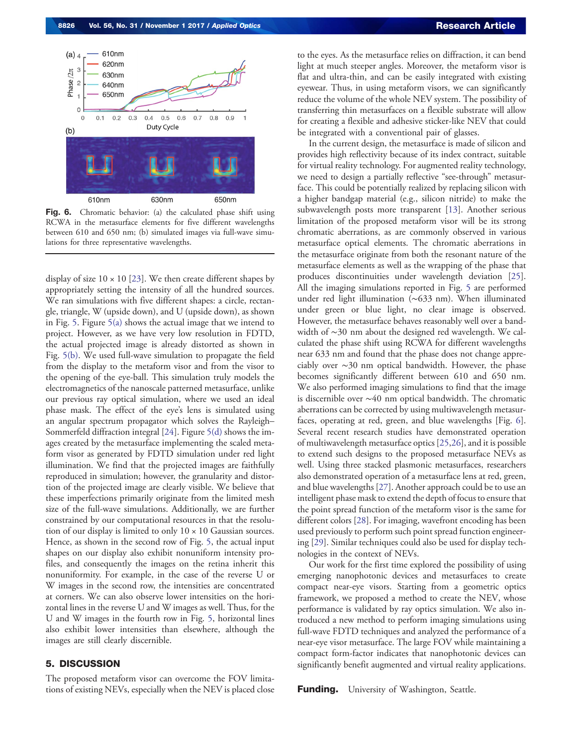(a)
610nm
620nm
630nm
640nm
650nm
Phase /2π
4
3
2
1
0
0 0.1 0.2 0.3 0.4 0.5 0.6 0.7 0.8 0.9 1
Duty Cycle

(b)
610nm 630nm 650nm

**Fig. 6.** Chromatic behavior: (a) the calculated phase shift using RCWA in the metasurface elements for five different wavelengths between 610 and 650 nm; (b) simulated images via full-wave simulations for three representative wavelengths.

display of size 10 × 10 [23]. We then create different shapes by appropriately setting the intensity of all the hundred sources. We ran simulations with five different shapes: a circle, rectangle, triangle, W (upside down), and U (upside down), as shown in Fig. 5. Figure 5(a) shows the actual image that we intend to project. However, as we have very low resolution in FDTD, the actual projected image is already distorted as shown in Fig. 5(b). We used full-wave simulation to propagate the field from the display to the metaform visor and from the visor to the opening of the eye-ball. This simulation truly models the electromagnetics of the nanoscale patterned metasurface, unlike our previous ray optical simulation, where we used an ideal phase mask. The effect of the eye's lens is simulated using an angular spectrum propagator which solves the Rayleigh–Sommerfeld diffraction integral [24]. Figure 5(d) shows the images created by the metasurface implementing the scaled metaform visor as generated by FDTD simulation under red light illumination. We find that the projected images are faithfully reproduced in simulation; however, the granularity and distortion of the projected image are clearly visible. We believe that these imperfections primarily originate from the limited mesh size of the full-wave simulations. Additionally, we are further constrained by our computational resources in that the resolution of our display is limited to only 10 × 10 Gaussian sources. Hence, as shown in the second row of Fig. 5, the actual input shapes on our display also exhibit nonuniform intensity profiles, and consequently the images on the retina inherit this nonuniformity. For example, in the case of the reverse U or W images in the second row, the intensities are concentrated at corners. We can also observe lower intensities on the horizontal lines in the reverse U and W images as well. Thus, for the U and W images in the fourth row in Fig. 5, horizontal lines also exhibit lower intensities than elsewhere, although the images are still clearly discernible.

## 5. DISCUSSION

The proposed metaform visor can overcome the FOV limitations of existing NEVs, especially when the NEV is placed close to the eyes. As the metasurface relies on diffraction, it can bend light at much steeper angles. Moreover, the metaform visor is flat and ultra-thin, and can be easily integrated with existing eyewear. Thus, in using metaform visors, we can significantly reduce the volume of the whole NEV system. The possibility of transferring thin metasurfaces on a flexible substrate will allow for creating a flexible and adhesive sticker-like NEV that could be integrated with a conventional pair of glasses.

In the current design, the metasurface is made of silicon and provides high reflectivity because of its index contract, suitable for virtual reality technology. For augmented reality technology, we need to design a partially reflective "see-through" metasurface. This could be potentially realized by replacing silicon with a higher bandgap material (e.g., silicon nitride) to make the subwavelength posts more transparent [13]. Another serious limitation of the proposed metaform visor will be its strong chromatic aberrations, as are commonly observed in various metasurface optical elements. The chromatic aberrations in the metasurface originate from both the resonant nature of the metasurface elements as well as the wrapping of the phase that produces discontinuities under wavelength deviation [25]. All the imaging simulations reported in Fig. 5 are performed under red light illumination (∼633 nm). When illuminated under green or blue light, no clear image is observed. However, the metasurface behaves reasonably well over a bandwidth of ∼30 nm about the designed red wavelength. We calculated the phase shift using RCWA for different wavelengths near 633 nm and found that the phase does not change appreciably over ∼30 nm optical bandwidth. However, the phase becomes significantly different between 610 and 650 nm. We also performed imaging simulations to find that the image is discernible over ∼40 nm optical bandwidth. The chromatic aberrations can be corrected by using multiwavelength metasurfaces, operating at red, green, and blue wavelengths [Fig. 6]. Several recent research studies have demonstrated operation of multiwavelength metasurface optics [25,26], and it is possible to extend such designs to the proposed metasurface NEVs as well. Using three stacked plasmonic metasurfaces, researchers also demonstrated operation of a metasurface lens at red, green, and blue wavelengths [27]. Another approach could be to use an intelligent phase mask to extend the depth of focus to ensure that the point spread function of the metaform visor is the same for different colors [28]. For imaging, wavefront encoding has been used previously to perform such point spread function engineering [29]. Similar techniques could also be used for display technologies in the context of NEVs.

Our work for the first time explored the possibility of using emerging nanophotonic devices and metasurfaces to create compact near-eye visors. Starting from a geometric optics framework, we proposed a method to create the NEV, whose performance is validated by ray optics simulation. We also introduced a new method to perform imaging simulations using full-wave FDTD techniques and analyzed the performance of a near-eye visor metasurface. The large FOV while maintaining a compact form-factor indicates that nanophotonic devices can significantly benefit augmented and virtual reality applications.

**Funding.** University of Washington, Seattle.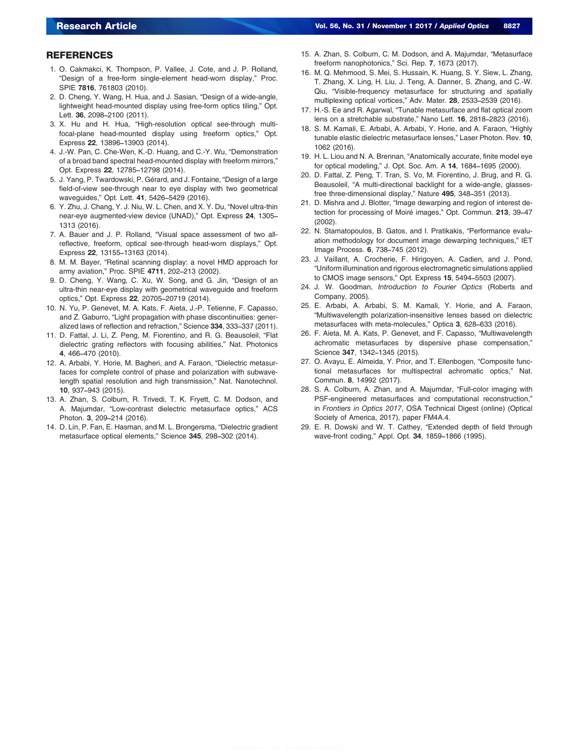## REFERENCES

1. O. Cakmakci, K. Thompson, P. Vallee, J. Cote, and J. P. Rolland, "Design of a free-form single-element head-worn display," Proc. SPIE **7816**, 761803 (2010).
2. D. Cheng, Y. Wang, H. Hua, and J. Sasian, "Design of a wide-angle, lightweight head-mounted display using free-form optics tiling," Opt. Lett. **36**, 2098–2100 (2011).
3. X. Hu and H. Hua, "High-resolution optical see-through multi-focal-plane head-mounted display using freeform optics," Opt. Express **22**, 13896–13903 (2014).
4. J.-W. Pan, C. Che-Wen, K.-D. Huang, and C.-Y. Wu, "Demonstration of a broad band spectral head-mounted display with freeform mirrors," Opt. Express **22**, 12785–12798 (2014).
5. J. Yang, P. Twardowski, P. Gérard, and J. Fontaine, "Design of a large field-of-view see-through near to eye display with two geometrical waveguides," Opt. Lett. **41**, 5426–5429 (2016).
6. Y. Zhu, J. Chang, Y. J. Niu, W. L. Chen, and X. Y. Du, "Novel ultra-thin near-eye augmented-view device (UNAD)," Opt. Express **24**, 1305–1313 (2016).
7. A. Bauer and J. P. Rolland, "Visual space assessment of two all-reflective, freeform, optical see-through head-worn displays," Opt. Express **22**, 13155–13163 (2014).
8. M. M. Bayer, "Retinal scanning display: a novel HMD approach for army aviation," Proc. SPIE **4711**, 202–213 (2002).
9. D. Cheng, Y. Wang, C. Xu, W. Song, and G. Jin, "Design of an ultra-thin near-eye display with geometrical waveguide and freeform optics," Opt. Express **22**, 20705–20719 (2014).
10. N. Yu, P. Genevet, M. A. Kats, F. Aieta, J.-P. Tetienne, F. Capasso, and Z. Gaburro, "Light propagation with phase discontinuities: generalized laws of reflection and refraction," Science **334**, 333–337 (2011).
11. D. Fattal, J. Li, Z. Peng, M. Fiorentino, and R. G. Beausoleil, "Flat dielectric grating reflectors with focusing abilities," Nat. Photonics **4**, 466–470 (2010).
12. A. Arbabi, Y. Horie, M. Bagheri, and A. Faraon, "Dielectric metasurfaces for complete control of phase and polarization with subwavelength spatial resolution and high transmission," Nat. Nanotechnol. **10**, 937–943 (2015).
13. A. Zhan, S. Colburn, R. Trivedi, T. K. Fryett, C. M. Dodson, and A. Majumdar, "Low-contrast dielectric metasurface optics," ACS Photon. **3**, 209–214 (2016).
14. D. Lin, P. Fan, E. Hasman, and M. L. Brongersma, "Dielectric gradient metasurface optical elements," Science **345**, 298–302 (2014).
15. A. Zhan, S. Colburn, C. M. Dodson, and A. Majumdar, "Metasurface freeform nanophotonics," Sci. Rep. **7**, 1673 (2017).
16. M. Q. Mehmood, S. Mei, S. Hussain, K. Huang, S. Y. Siew, L. Zhang, T. Zhang, X. Ling, H. Liu, J. Teng, A. Danner, S. Zhang, and C.-W. Qiu, "Visible-frequency metasurface for structuring and spatially multiplexing optical vortices," Adv. Mater. **28**, 2533–2539 (2016).
17. H.-S. Ee and R. Agarwal, "Tunable metasurface and flat optical zoom lens on a stretchable substrate," Nano Lett. **16**, 2818–2823 (2016).
18. S. M. Kamali, E. Arbabi, A. Arbabi, Y. Horie, and A. Faraon, "Highly tunable elastic dielectric metasurface lenses," Laser Photon. Rev. **10**, 1062 (2016).
19. H. L. Liou and N. A. Brennan, "Anatomically accurate, finite model eye for optical modeling," J. Opt. Soc. Am. A **14**, 1684–1695 (2000).
20. D. Fattal, Z. Peng, T. Tran, S. Vo, M. Fiorentino, J. Brug, and R. G. Beausoleil, "A multi-directional backlight for a wide-angle, glasses-free three-dimensional display," Nature **495**, 348–351 (2013).
21. D. Mishra and J. Blotter, "Image dewarping and region of interest detection for processing of Moiré images," Opt. Commun. **213**, 39–47 (2002).
22. N. Stamatopoulos, B. Gatos, and I. Pratikakis, "Performance evaluation methodology for document image dewarping techniques," IET Image Process. **6**, 738–745 (2012).
23. J. Vaillant, A. Crocherie, F. Hirigoyen, A. Cadien, and J. Pond, "Uniform illumination and rigorous electromagnetic simulations applied to CMOS image sensors," Opt. Express **15**, 5494–5503 (2007).
24. J. W. Goodman, *Introduction to Fourier Optics* (Roberts and Company, 2005).
25. E. Arbabi, A. Arbabi, S. M. Kamali, Y. Horie, and A. Faraon, "Multiwavelength polarization-insensitive lenses based on dielectric metasurfaces with meta-molecules," Optica **3**, 628–633 (2016).
26. F. Aieta, M. A. Kats, P. Genevet, and F. Capasso, "Multiwavelength achromatic metasurfaces by dispersive phase compensation," Science **347**, 1342–1345 (2015).
27. O. Avayu, E. Almeida, Y. Prior, and T. Ellenbogen, "Composite functional metasurfaces for multispectral achromatic optics," Nat. Commun. **8**, 14992 (2017).
28. S. A. Colburn, A. Zhan, and A. Majumdar, "Full-color imaging with PSF-engineered metasurfaces and computational reconstruction," in *Frontiers in Optics 2017*, OSA Technical Digest (online) (Optical Society of America, 2017), paper FM4A.4.
29. E. R. Dowski and W. T. Cathey, "Extended depth of field through wave-front coding," Appl. Opt. **34**, 1859–1866 (1995).